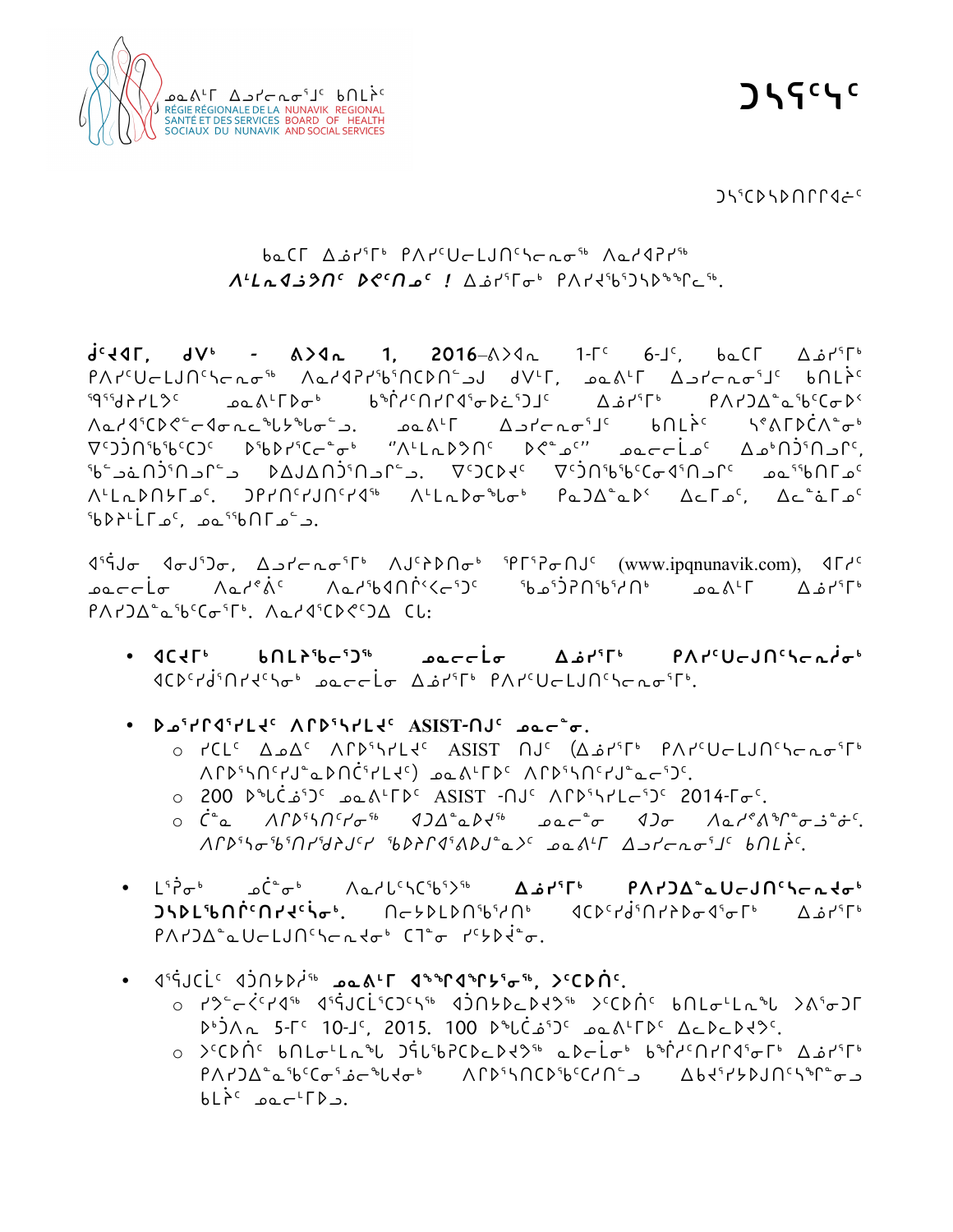ᓄᓇᕕᒻᒥ ᐃᓗᓯᓕᕆᓂᕐᒧᑦ ᑲᑎᒪᔨᑦ
RÉGIE RÉGIONALE DE LA SANTÉ ET DES SERVICES SOCIAUX DU NUNAVIK
NUNAVIK REGIONAL BOARD OF HEALTH AND SOCIAL SERVICES

# ᑐᓴᖅᓴᑦ

ᑐᓴᕐᑕᐅᓴᐅᑎᒋᐊᓖᑦ

ᑲᓇᑕᒥ ᐃᓅᓯᕐᒥᒃ ᑭᐱᓯᑦᑌᓕᒍᑎᑦᓴᓕᕆᓂᕐᒃ ᐱᓇᓱᐊᕈᓯᕐᒃ
***ᐱᒻᒪᕆᐊᓘᕗᑎᑦ ᐅᕙᑦᑎᓄᑦ !*** ᐃᓅᓯᕐᒥᓂᒃ ᑭᐱᓯᔪᖃᕐᓯᓴᐅᖅᖢᒥᓕᕐᒃ.

**ᑰᔾᔪᐊᒥ, ᑯᐯᒃ - ᕖᐳᐊᕆ 1, 2016**–ᕖᐳᐊᕆ 1-ᒥᑦ 6-ᒧᑦ, ᑲᓇᑕᒥ ᐃᓅᓯᕐᒥᒃ ᑭᐱᓯᑦᑌᓕᒍᑎᑦᓴᓕᕆᓂᕐᒃ ᐱᓇᓱᐊᕈᓯᖃᕐᑎᑕᐅᑎᓪᓗᒍ ᑯᐯᒻᒥ, ᓄᓇᕕᒻᒥ ᐃᓗᓯᓕᕆᓂᕐᒧᑦ ᑲᑎᒪᔩᑦ ᖁᕐᖁᔭᔨᒪᔫᑦ ᓄᓇᕕᒻᒥᐅᓂᒃ ᑲᖏᓯᑦᑎᓯᒥᐊᕐᓂᐅᔪᕐᑐᒧᑦ ᐃᓅᓯᕐᒥᒃ ᑭᐱᓯᑐᐃᓐᓇᖅᑕᐅᓂᒃ ᐱᓇᓱᐊᕐᑕᐅᕙᓪᓕᐊᓂᓇᓱᑲᖅᓯᒪᔫᖅᑲᓂᓪᓗ. ᓄᓇᕕᒻᒥ ᐃᓗᓯᓕᕆᓂᕐᒧᑦ ᑲᑎᒪᔩᑦ ᓴᙱᒥᐅᑖᐱᓐᓂᒃ ᐁᑦᑐᑐᑎᒃᑲᑦᑕᑐᑦ ᐅᖃᐅᓯᑦᓯᓐᓇᒃ "ᐱᒻᒪᕆᐅᕗᑎᑦ ᐅᕙᓐᓄᑦ" ᓄᓇᓕᓕᒫᓂᑦ ᐃᓄᒃᑎᑐᕐᑎᓗᒥᑦ, ᖃᓪᓗᓈᑎᑐᕐᑎᓗᒥᓪᓗ ᐅᐃᒍᐊᑎᑐᕐᑎᓗᒥᓪᓗ. ᐁᑦᑐᑕᐅᔪᑦ ᐁᑦᑐᑎᒃᑲᑦᑕᐅᓂᐊᕐᑎᓗᒥᑦ ᓄᓇᖃᕐᑎᒥᓂᑦ ᐱᒻᒪᕆᐅᑎᓴᒥᓂᑦ. ᑐᑭᓯᑎᑦᓯᒍᑎᑦᓯᐊᖅ ᐱᒻᒪᕆᐅᓂᖅᓯᒪᑲ ᑭᓇᐅᔭᓇᐅᑉ ᐃᓕᒥᓂᑦ, ᐃᓕᓐᓈᒥᓂᑦ ᖃᐅᔨᒪᓕᒥᓂᑦ, ᓄᓇᖃᕐᑎᒥᓂᓪᓗ.

ᐊᖏᕐᒧᓂ ᐊᓂᒍᕐᑐᓂ, ᐃᓗᓯᓕᕆᓂᕐᒥᒃ ᐱᒍᑦᓯᐅᑎᓂᒃ ᕿᒥᕐᕈᓂᑎᒍᑦ (www.ipqnunavik.com), ᐊᒥᓱᑦ ᓄᓇᓕᓕᓂ ᐱᓇᓱᐊᓘᑦ ᐱᓇᓱᒐᐊᑎᑭᑉᐹᓕᕐᑐᑦ ᖃᓄᐃᓕᖓᑎᒃᓯᑎᒃ ᓄᓇᕕᒻᒥ ᐃᓅᓯᕐᒥᒃ ᑭᐱᓯᑐᐃᓐᓇᖅᑕᐅᓂᕐᒥᒃ. ᐱᓇᓱᐊᕐᑕᐅᕙᑐᐃ ᑕᒪᓂ:

- **ᐊᑕᔪᒥᒃ ᑲᑎᒪᔨᖃᕐᑐᖅ ᓄᓇᓕᓕᒫᓂ ᐃᓅᓯᕐᒥᒃ ᑭᐱᓯᑦᑌᓕᒍᑎᑦᓴᓕᕆᓂᒃ** ᐊᑕᐅᑦᓯᑯᑎᒋᔭᕐᓴᓂᒃ ᓄᓇᓕᓕᒫᓂ ᐃᓅᓯᕐᒥᒃ ᑭᐱᓯᑦᑌᓕᒍᑎᑦᓴᓕᕆᓂᕐᒥᒃ.
- **ᐅᓄᕐᓯᒋᐊᕐᓯᒪᔪᑦ ᐱᒋᐅᕐᓴᓯᒪᔪᑦ ASIST-ᑎᒍᑦ ᓄᓇᓐᓂ.**
  - ᓯᑕᒪᑦ ᐃᓄᐃᑦ ᐱᒋᐅᕐᓴᓯᒪᔪᑦ ASIST ᑎᒍᑦ (ᐃᓅᓯᕐᒥᒃ ᑭᐱᓯᑦᑌᓕᒍᑎᑦᓴᓕᕆᓂᕐᒥᒃ ᐱᒋᐅᕐᓴᑎᑦᓯᔪᓐᓇᐅᑎᑖᓯᒪᔪᑦ) ᓄᓇᕕᒻᒥᐅᑦ ᐱᒋᐅᕐᓴᑎᑦᓯᔪᓐᓇᓕᕐᑐᑦ.
  - 200 ᐅᖓᑖᓅᕐᑐᑦ ᓄᓇᕕᒻᒥᐅᑦ ASIST -ᑎᒍᑦ ᐱᒋᐅᕐᓴᓯᒪᓕᕐᑐᑦ 2014-ᒥᓂᑦ.
  - ᑖᓐᓇ ᐱᒋᐅᕐᓴᑎᑦᓯᓂᖅ ᐊᑐᐃᓐᓇᐅᔪᖅ ᓄᓇᓐᓂ ᐊᑐᓂ ᐱᓇᓱᐊᕕᒋᓐᓂᓘᓐᓂᑦ. ᐱᒋᐅᕐᓴᓂᕐᑲᑎᒋᕐᑯᔨᒍᑦᓯ ᖃᐅᔨᒥᐊᕐᕕᐅᒍᓐᓇᐳᑦ ᓄᓇᕕᒻᒥ ᐃᓗᓯᓕᕆᓂᕐᒧᑦ ᑲᑎᒪᔩᑦ.
- **ᒪᕿᕐᓂᒃ ᓄᑖᓐᓂᒃ ᐱᓇᓱᒐᑦᓴᑦᑲᕐᓴᕐᔪᖅ ᐃᓅᓯᕐᒥᒃ ᑭᐱᓯᑐᐃᓐᓇᑌᓕᒍᑎᑦᓴᓕᕆᓂᒃ ᑐᓴᐅᒪᒃᑲᑎᑦᑎᓯᔪᑦᕐᓂᒃ.** ᑎᑎᕋᐅᒪᐅᑎᑉᑲᑎᑦ ᐊᑕᐅᑦᓯᑯᑎᒋᔭᐅᓂᐊᕐᓂᒥᒃ ᐃᓅᓯᕐᒥᒃ ᑭᐱᓯᑐᐃᓐᓇᑌᓕᒍᑎᑦᓴᓕᕆᓂᒃ ᑕᒪᓐᓂ ᓯᑦᓴᐅᔫᓐᓂ.
- **ᐊᕐᕌᒍᑕᒫᑦ ᐊᑑᑎᓴᐅᔫᖅ ᓄᓇᕕᒻᒥ ᐊᖕᖏᐊᖕᒥᔭᕐᓂᖅ, ᐳᑦᑕᐅᑏᑦ.**
  - ᓯᕗᓪᓕᖁᑦᓯᐊᖅ ᐊᕐᕌᒍᑕᒫᑦᑐᑦᓴᖅ ᐊᑑᑎᓴᐅᓚᐅᖁᔭᖅ ᐳᑦᑕᐅᑏᑦ ᑲᑎᒪᓂᓪᓚᕆᖃᑦ ᐳᕕᕐᓂᑐᒥ ᐅᒃᑑᐱᕆ 5-ᒥᑦ 10-ᒧᑦ, 2015. 100 ᐅᖓᑖᓅᕐᑐᑦ ᓄᓇᕕᒻᒥᐅᑦ ᐃᓚᐅᓚᐅᖁᔭᖅ.
  - ᐳᑦᑕᐅᑏᑦ ᑲᑎᒪᓂᓪᓚᕆᖃᑦ ᑐᕌᒐᖃᕐᑕᐅᓚᐅᖁᔭᖅ ᓇᐅᓕᓕᓂᒃ ᑲᖏᓯᑦᑎᓯᒥᐊᕐᓂᒃ ᐃᓅᓯᕐᒥᒃ ᑭᐱᓯᑐᐃᓐᓇᖅᑕᐅᓂᓕᕐᓂᐊᓗᓂᒃ ᐱᒋᐅᕐᓴᑎᑦᑕᐅᖅᑕᐅᓯᑎᓪᓗ ᐃᑲᔪᕐᓯᔾᔪᑎᑦᓴᖅᒥᓂᓗ ᑲᒪᔩᑦ ᓄᓇᓕᒻᒥᐅᓗ.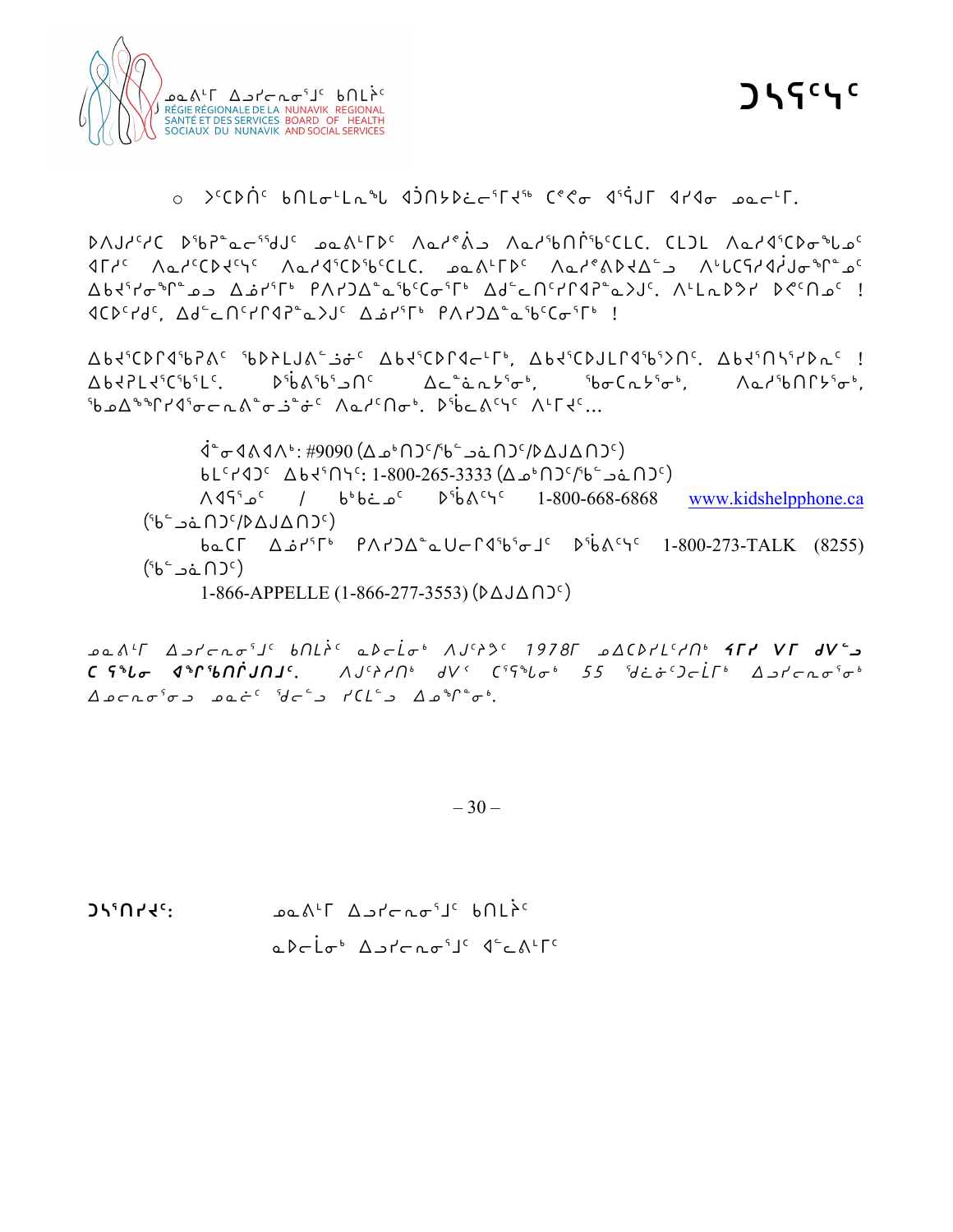ᓄᓇᕕᒻᒥ ᐃᓗᓯᓕᕆᓂᕐᒧᑦ ᑲᑎᒪᔩᑦ
RÉGIE RÉGIONALE DE LA SANTÉ ET DES SERVICES SOCIAUX DU NUNAVIK
NUNAVIK REGIONAL BOARD OF HEALTH AND SOCIAL SERVICES

# ᑐᓴᕋᑦᓴᑦ

○ ᐳᑦᑕᐅᑏᑦ ᑲᑎᒪᓂᒻᒪᕆᖓ ᐋᖀᔭᐅᓛᕐᒥᔫᒃ ᑕᐡᓂ ᐊᕐᕌᒍᒥ ᐊᓯᐊᓂ ᓄᓇᓖᒻᒥ.

ᐅᐱᒍᓯᑦᓯᑕ ᐅᖃᕈᓐᓇᓕᖅᑯᒧᑦ ᓄᓇᕕᒻᒥᐅᑦ ᐱᓇᓱᐊᕝᕕᒧ ᐱᓇᓱᖃᑎᒌᖃᑦᑕᓚᑕ. ᑕᒪᑐᒪ ᐱᓇᓱᐊᕐᑕᐅᓂᖓᓄᑦ ᐊᒥᓱᑦ ᐱᓇᓱᑦᑕᐅᔪᑦᓴᑦ ᐱᓇᓱᐊᕐᑕᐅᖃᑦᑕᓚᑕ. ᓄᓇᕕᒻᒥᐅᑦ ᐱᓇᓱᐊᕝᕕᐅᔪᐃᓪᓗ ᐱᒻᒪᕆᒃᓴᓱᐊᓂᒍᓐᖏᓐᓄᑦ ᐃᑲᔪᕐᓯᓂᖏᓐᓄ ᐃᓅᓯᕐᒥᒃ ᑭᐱᓯᑐᐃᓐᓇᖃᑦᑕᓂᕐᒥᒃ ᐃᒃᓯᓇᑎᑦᓯᒥᐊᕿᓇᐳᑦ. ᐱᒪᓇᐅᔭᓯ ᐅᑭᑦᑎᓄᑦ ! ᐊᑕᐅᑦᓯᒃᑯᑦ, ᐃᒃᓯᓇᑎᑦᓯᒥᐊᕿᓇᐳᑦ ᐃᓅᓯᕐᒥᒃ ᑭᐱᓯᑐᐃᓐᓇᖃᑦᑕᓂᕐᒥᒃ !

ᐃᑲᔪᕐᑕᐅᒥᐊᖃᕈᕕᑦ ᖃᐅᔨᒪᒍᕕᓪᓗᓃᑦ ᐃᑲᔪᕐᑕᐅᒥᐊᓕᒻᒥᒃ, ᐃᑲᔪᕐᑕᐅᒍᒪᓕᕐᒪᕐᐳᑎᑦ. ᐃᑲᔪᕐᑎᓭᓯᐅᓇᑦ ! ᐃᑲᔪᕈᒪᔪᕐᑕᖃᕐᒪᑦ. ᐅᕝᑳᕕᖃᕐᓗᑎᑦ ᐃᓚᓐᓈᓇᓭᕐᓂᒃ, ᖃᓂᑕᓇᔅᓂᒃ, ᐱᓇᓱᖃᑎᒋᔅᓂᒃ, ᖃᓄᐃᙱᑦᑎᐊᕐᓂᓕᓇᕕᓐᓂᓗᓐᓃᑦ ᐱᓇᓱᑎᓂᒃ. ᐅᖃᓕᕕᑦᓴᑦ ᐱᒥᓯᑦ...

ᐋᓂᐊᕙᐊᐱᒃ: #9090 (ᐃᓄᒃᑎᑐᑦ/ᖃᓪᓗᓈᑎᑐᑦ/ᐅᐃᒍᐃᑎᑐᑦ)
ᑲᒪᑦᓯᐊᑐᑦ ᐃᑲᔪᕐᑎᓭᑦ: 1-800-265-3333 (ᐃᓄᒃᑎᑐᑦ/ᖃᓪᓗᓈᑎᑐᑦ)
ᐱᐊᕋᕐᓄᑦ / ᑲᒃᑲᓛᓄᑦ ᐅᖃᕕᑦᓴᑦ 1-800-668-6868 www.kidshelpphone.ca (ᖃᓪᓗᓈᑎᑐᑦ/ᐅᐃᒍᐃᑎᑐᑦ)
ᑲᓇᑕᒥ ᐃᓅᓯᕐᒥᒃ ᑭᐱᓯᑐᐃᓐᓇᐅᓕᕆᐊᖃᕐᓂᒧᑦ ᐅᖃᕕᑦᓴᑦ 1-800-273-TALK (8255) (ᖃᓪᓗᓈᑎᑐᑦ)
1-866-APPELLE (1-866-277-3553) (ᐅᐃᒍᐃᑎᑐᑦ)

*ᓄᓇᕕᒻᒥ ᐃᓗᓯᓕᕆᓂᕐᒧᑦ ᑲᑎᒪᔩᑦ ᓇᐅᓕᒫᓂᒃ ᐱᒍᑦᓯᕗᑦ 1978ᒥ ᓄᐃᑕᐅᓯᒪᑦᓯᑎᒃ ᔦᒥᓯ ᐯᒥ ᑯᐯᒃ ᑕ ᕿᖓᓂ ᐊᖏᕐᖃᑎᒌᒍᑎᒧᑦ. ᐱᒍᑦᔨᓯᑎᒃ ᑯᐯᒃ ᑦᓯᕋᖓᓂᒃ 55 ᖁᓛᓃᑦᑐᓕᒫᒥᒃ ᐃᓗᓯᓕᕆᓂᕐᓂᒃ ᐃᓄᓕᕆᓂᕐᓂᓗ ᓄᓇᓖᑦ ᖁᓕᓪᓗ ᓯᑕᒪᓪᓗ ᐃᓄᖏᓐᓂᒃ.*

ᑐᓴᕐᑎᓯᔩᑦ: ᓄᓇᕕᒻᒥ ᐃᓗᓯᓕᕆᓂᕐᒧᑦ ᑲᑎᒪᔩᑦ
ᓇᐅᓕᒫᓂᒃ ᐃᓗᓯᓕᕆᓂᕐᒧᑦ ᐊᓪᓚᕕᒻᒥᑦ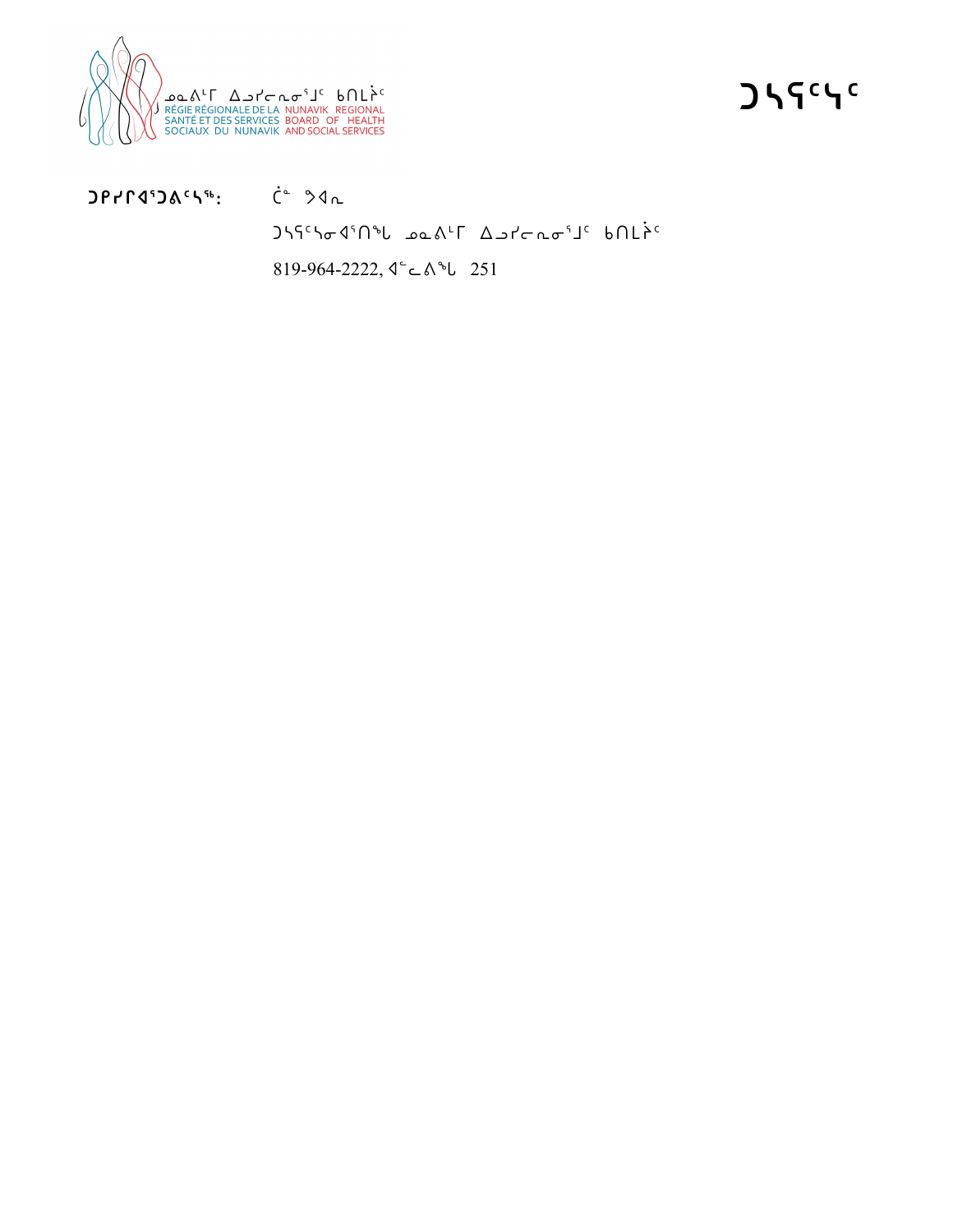ᓄᓇᐱᒻᒥ ᐃᓗᓯᓕᕆᓂᕐᒧᑦ ᑲᑎᒪᔩᑦ
RÉGIE RÉGIONALE DE LA SANTÉ ET DES SERVICES SOCIAUX DU NUNAVIK
NUNAVIK REGIONAL BOARD OF HEALTH AND SOCIAL SERVICES

# ᑐᓴᕋᑦᓴᑦ

**ᑐᑭᓯᒋᐊᕐᑐᕕᑦᓴᖅ:** ᑖᓐ ᕗᐊᓇ

ᑐᓴᕋᑦᓴᓂᐊᕐᑎᖓ ᓄᓇᐱᒻᒥ ᐃᓗᓯᓕᕆᓂᕐᒧᑦ ᑲᑎᒪᔩᑦ

819-964-2222, ᐊᓪᓚᕕᖓ 251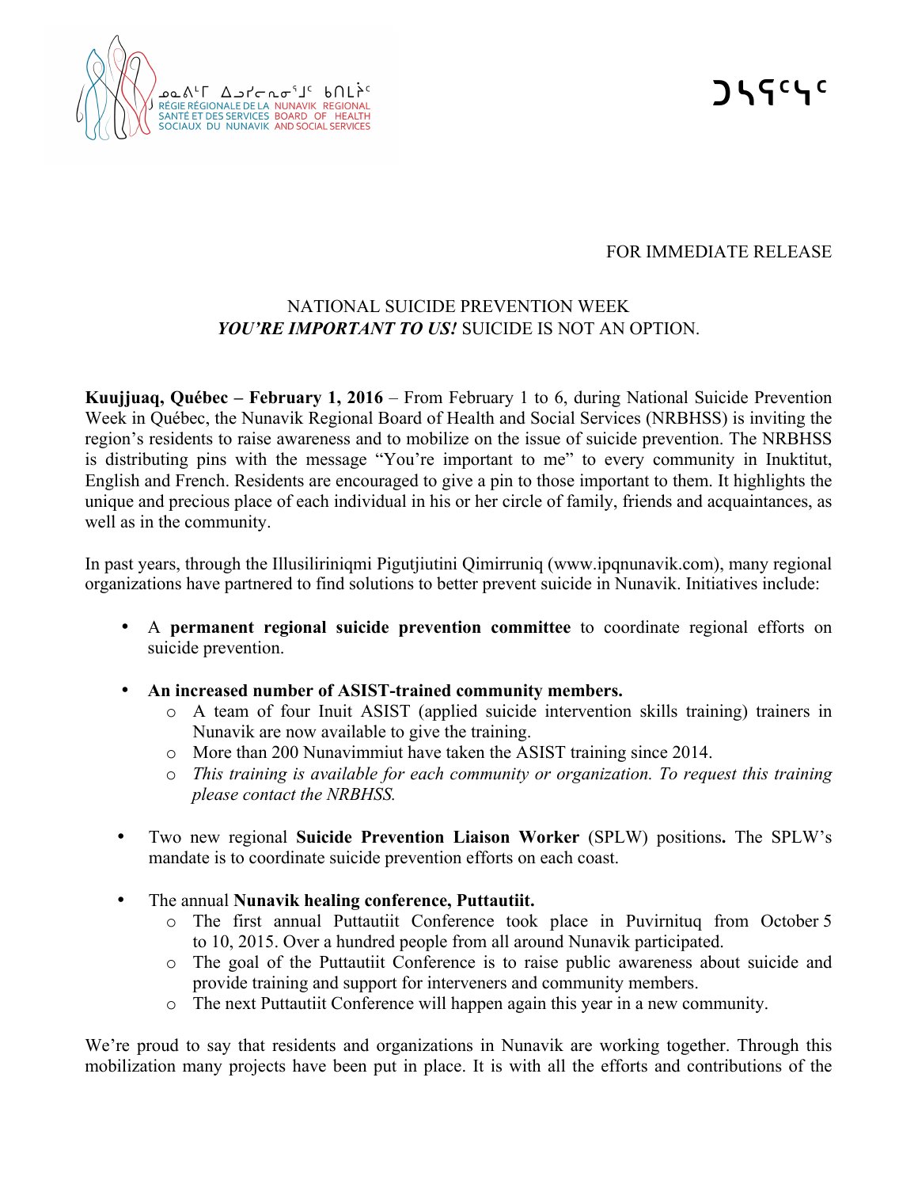ᑐᓴᕐᑖᒃ

FOR IMMEDIATE RELEASE

NATIONAL SUICIDE PREVENTION WEEK
*YOU'RE IMPORTANT TO US!* SUICIDE IS NOT AN OPTION.

**Kuujjuaq, Québec – February 1, 2016** – From February 1 to 6, during National Suicide Prevention Week in Québec, the Nunavik Regional Board of Health and Social Services (NRBHSS) is inviting the region's residents to raise awareness and to mobilize on the issue of suicide prevention. The NRBHSS is distributing pins with the message "You're important to me" to every community in Inuktitut, English and French. Residents are encouraged to give a pin to those important to them. It highlights the unique and precious place of each individual in his or her circle of family, friends and acquaintances, as well as in the community.

In past years, through the Illusiliriniqmi Pigutjiutini Qimirruniq (www.ipqnunavik.com), many regional organizations have partnered to find solutions to better prevent suicide in Nunavik. Initiatives include:

- A **permanent regional suicide prevention committee** to coordinate regional efforts on suicide prevention.
- **An increased number of ASIST-trained community members.**
  - A team of four Inuit ASIST (applied suicide intervention skills training) trainers in Nunavik are now available to give the training.
  - More than 200 Nunavimmiut have taken the ASIST training since 2014.
  - *This training is available for each community or organization. To request this training please contact the NRBHSS.*
- Two new regional **Suicide Prevention Liaison Worker** (SPLW) positions**.** The SPLW's mandate is to coordinate suicide prevention efforts on each coast.
- The annual **Nunavik healing conference, Puttautiit.**
  - The first annual Puttautiit Conference took place in Puvirnituq from October 5 to 10, 2015. Over a hundred people from all around Nunavik participated.
  - The goal of the Puttautiit Conference is to raise public awareness about suicide and provide training and support for interveners and community members.
  - The next Puttautiit Conference will happen again this year in a new community.

We're proud to say that residents and organizations in Nunavik are working together. Through this mobilization many projects have been put in place. It is with all the efforts and contributions of the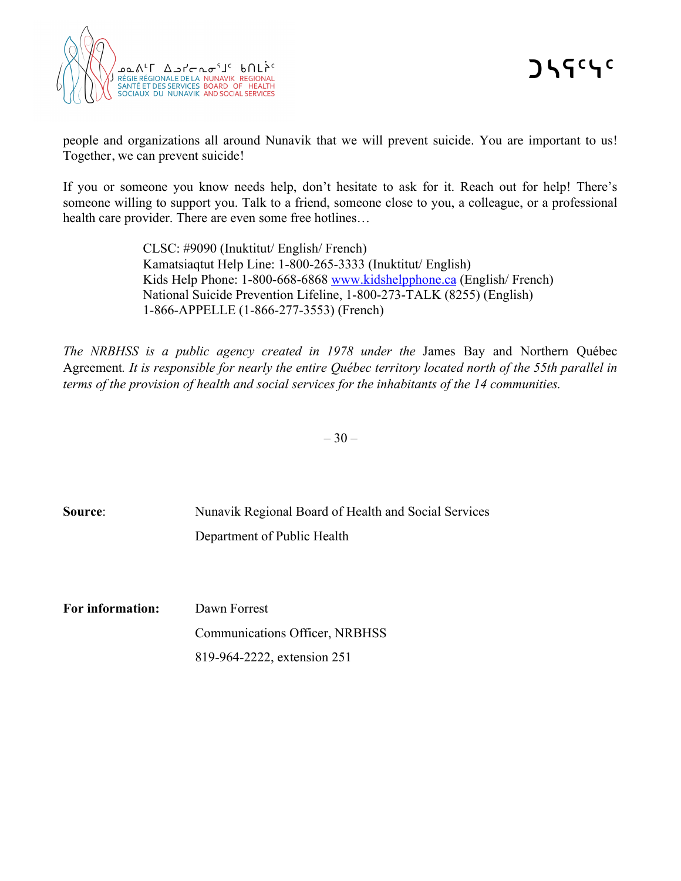people and organizations all around Nunavik that we will prevent suicide. You are important to us! Together, we can prevent suicide!

If you or someone you know needs help, don't hesitate to ask for it. Reach out for help! There's someone willing to support you. Talk to a friend, someone close to you, a colleague, or a professional health care provider. There are even some free hotlines…

CLSC: #9090 (Inuktitut/ English/ French)  
Kamatsiaqtut Help Line: 1-800-265-3333 (Inuktitut/ English)  
Kids Help Phone: 1-800-668-6868 www.kidshelpphone.ca (English/ French)  
National Suicide Prevention Lifeline, 1-800-273-TALK (8255) (English)  
1-866-APPELLE (1-866-277-3553) (French)

*The NRBHSS is a public agency created in 1978 under the* James Bay and Northern Québec Agreement*. It is responsible for nearly the entire Québec territory located north of the 55th parallel in terms of the provision of health and social services for the inhabitants of the 14 communities.*

– 30 –

**Source**: Nunavik Regional Board of Health and Social Services  
Department of Public Health

**For information:** Dawn Forrest  
Communications Officer, NRBHSS  
819-964-2222, extension 251